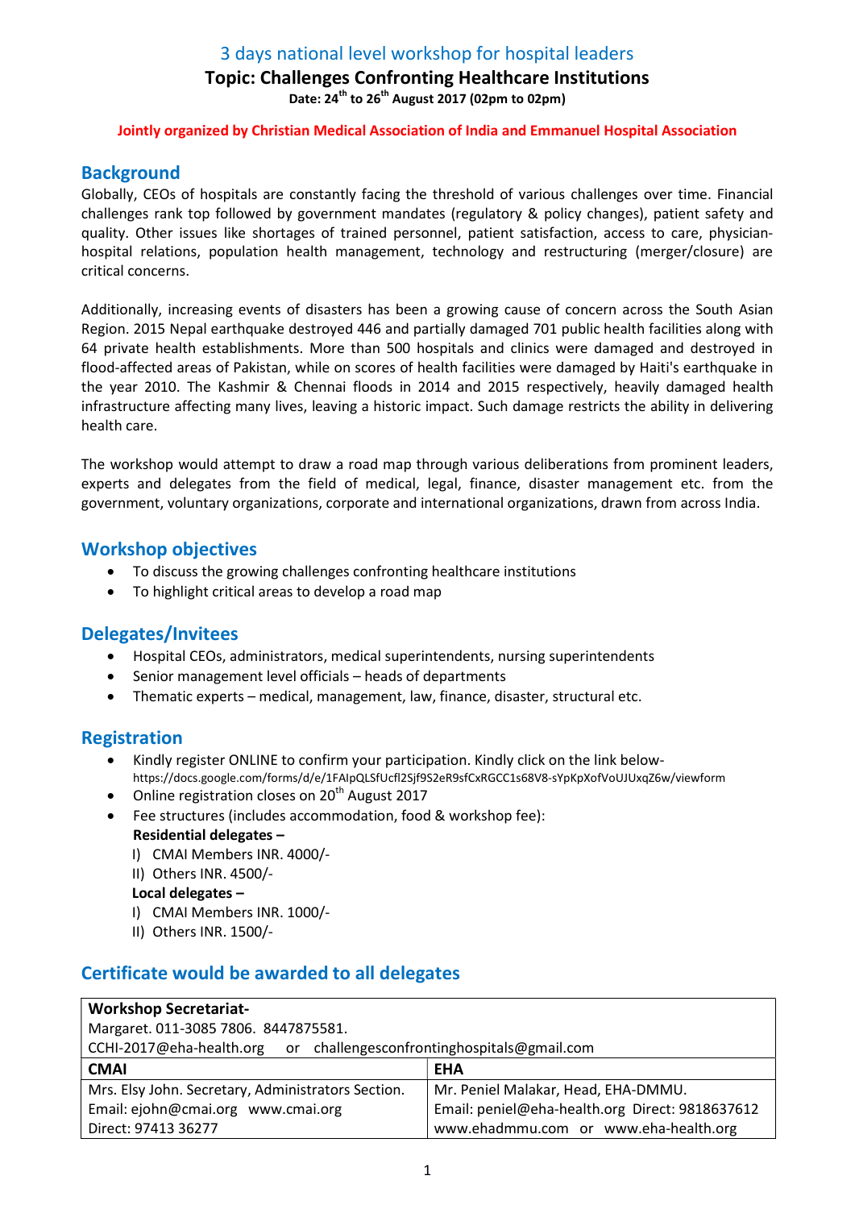# 3 days national level workshop for hospital leaders

## Topic: Challenges Confronting Healthcare Institutions

**Date: 24th to 26th August 2017 (02pm to 02pm)**

**Jointly organized by Christian Medical Association of India and Emmanuel Hospital Association**

## Background

Globally, CEOs of hospitals are constantly facing the threshold of various challenges over time. Financial challenges rank top followed by government mandates (regulatory & policy changes), patient safety and quality. Other issues like shortages of trained personnel, patient satisfaction, access to care, physician-hospital relations, population health management, technology and restructuring (merger/closure) are critical concerns.

Additionally, increasing events of disasters has been a growing cause of concern across the South Asian Region. 2015 Nepal earthquake destroyed 446 and partially damaged 701 public health facilities along with 64 private health establishments. More than 500 hospitals and clinics were damaged and destroyed in flood-affected areas of Pakistan, while on scores of health facilities were damaged by Haiti's earthquake in the year 2010. The Kashmir & Chennai floods in 2014 and 2015 respectively, heavily damaged health infrastructure affecting many lives, leaving a historic impact. Such damage restricts the ability in delivering health care.

The workshop would attempt to draw a road map through various deliberations from prominent leaders, experts and delegates from the field of medical, legal, finance, disaster management etc. from the government, voluntary organizations, corporate and international organizations, drawn from across India.

## Workshop objectives

- To discuss the growing challenges confronting healthcare institutions
- To highlight critical areas to develop a road map

## Delegates/Invitees

- Hospital CEOs, administrators, medical superintendents, nursing superintendents
- Senior management level officials – heads of departments
- Thematic experts – medical, management, law, finance, disaster, structural etc.

## Registration

- Kindly register ONLINE to confirm your participation. Kindly click on the link below- https://docs.google.com/forms/d/e/1FAIpQLSfUcfl2Sjf9S2eR9sfCxRGCC1s68V8-sYpKpXofVoUJUxqZ6w/viewform
- Online registration closes on 20th August 2017
- Fee structures (includes accommodation, food & workshop fee):

  **Residential delegates –**
  I) CMAI Members INR. 4000/-
  II) Others INR. 4500/-

  **Local delegates –**
  I) CMAI Members INR. 1000/-
  II) Others INR. 1500/-

## Certificate would be awarded to all delegates

| **Workshop Secretariat-** Margaret. 011-3085 7806. 8447875581. CCHI-2017@eha-health.org or challengesconfrontinghospitals@gmail.com | |
|---|---|
| **CMAI** | **EHA** |
| Mrs. Elsy John. Secretary, Administrators Section. | Mr. Peniel Malakar, Head, EHA-DMMU. |
| Email: ejohn@cmai.org www.cmai.org | Email: peniel@eha-health.org Direct: 9818637612 |
| Direct: 97413 36277 | www.ehadmmu.com or www.eha-health.org |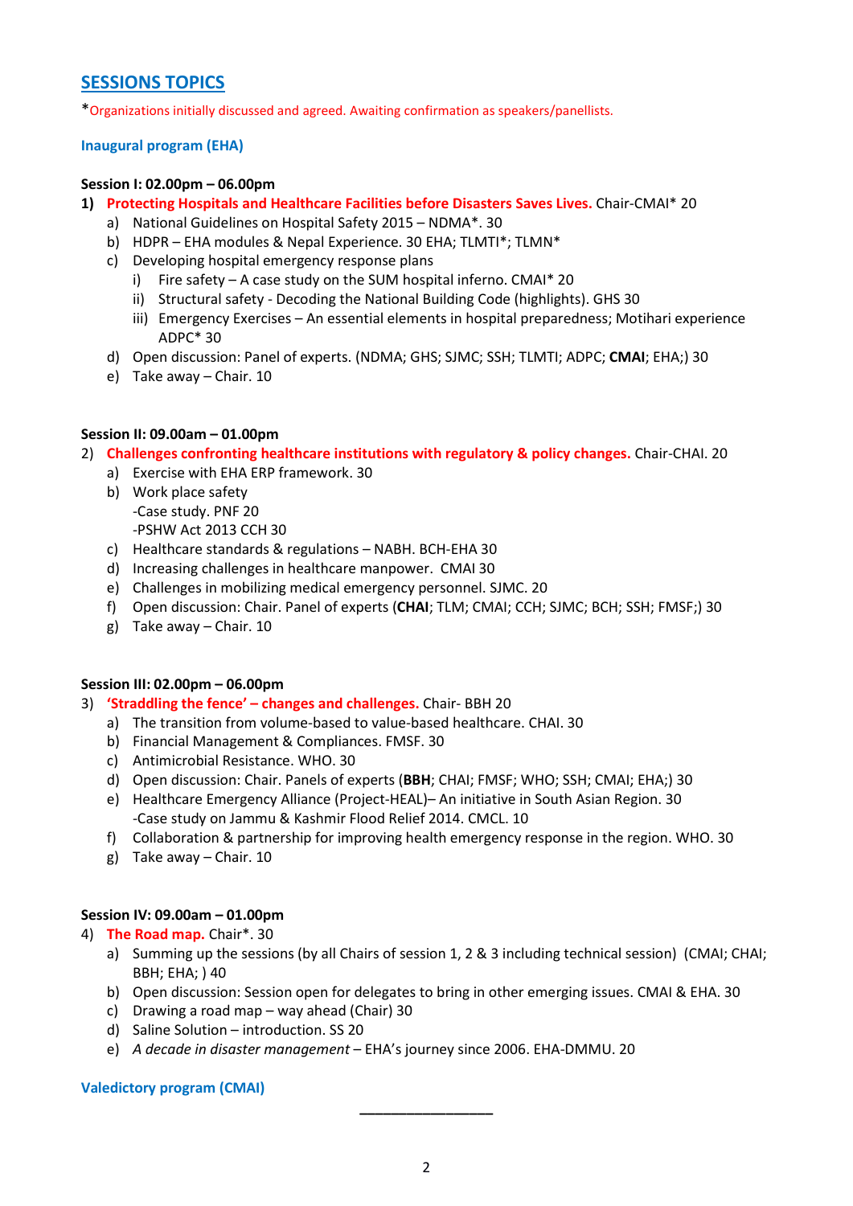## SESSIONS TOPICS

*Organizations initially discussed and agreed. Awaiting confirmation as speakers/panellists.

### Inaugural program (EHA)

**Session I: 02.00pm – 06.00pm**

1) **Protecting Hospitals and Healthcare Facilities before Disasters Saves Lives.** Chair-CMAI* 20
   a) National Guidelines on Hospital Safety 2015 – NDMA*. 30
   b) HDPR – EHA modules & Nepal Experience. 30 EHA; TLMTI*; TLMN*
   c) Developing hospital emergency response plans
      i) Fire safety – A case study on the SUM hospital inferno. CMAI* 20
      ii) Structural safety - Decoding the National Building Code (highlights). GHS 30
      iii) Emergency Exercises – An essential elements in hospital preparedness; Motihari experience ADPC* 30
   d) Open discussion: Panel of experts. (NDMA; GHS; SJMC; SSH; TLMTI; ADPC; **CMAI**; EHA;) 30
   e) Take away – Chair. 10

**Session II: 09.00am – 01.00pm**

2) **Challenges confronting healthcare institutions with regulatory & policy changes.** Chair-CHAI. 20
   a) Exercise with EHA ERP framework. 30
   b) Work place safety
      -Case study. PNF 20
      -PSHW Act 2013 CCH 30
   c) Healthcare standards & regulations – NABH. BCH-EHA 30
   d) Increasing challenges in healthcare manpower. CMAI 30
   e) Challenges in mobilizing medical emergency personnel. SJMC. 20
   f) Open discussion: Chair. Panel of experts (**CHAI**; TLM; CMAI; CCH; SJMC; BCH; SSH; FMSF;) 30
   g) Take away – Chair. 10

**Session III: 02.00pm – 06.00pm**

3) **'Straddling the fence' – changes and challenges.** Chair- BBH 20
   a) The transition from volume-based to value-based healthcare. CHAI. 30
   b) Financial Management & Compliances. FMSF. 30
   c) Antimicrobial Resistance. WHO. 30
   d) Open discussion: Chair. Panels of experts (**BBH**; CHAI; FMSF; WHO; SSH; CMAI; EHA;) 30
   e) Healthcare Emergency Alliance (Project-HEAL)– An initiative in South Asian Region. 30
      -Case study on Jammu & Kashmir Flood Relief 2014. CMCL. 10
   f) Collaboration & partnership for improving health emergency response in the region. WHO. 30
   g) Take away – Chair. 10

**Session IV: 09.00am – 01.00pm**

4) **The Road map.** Chair*. 30
   a) Summing up the sessions (by all Chairs of session 1, 2 & 3 including technical session) (CMAI; CHAI; BBH; EHA; ) 40
   b) Open discussion: Session open for delegates to bring in other emerging issues. CMAI & EHA. 30
   c) Drawing a road map – way ahead (Chair) 30
   d) Saline Solution – introduction. SS 20
   e) *A decade in disaster management* – EHA's journey since 2006. EHA-DMMU. 20

### Valedictory program (CMAI)

---